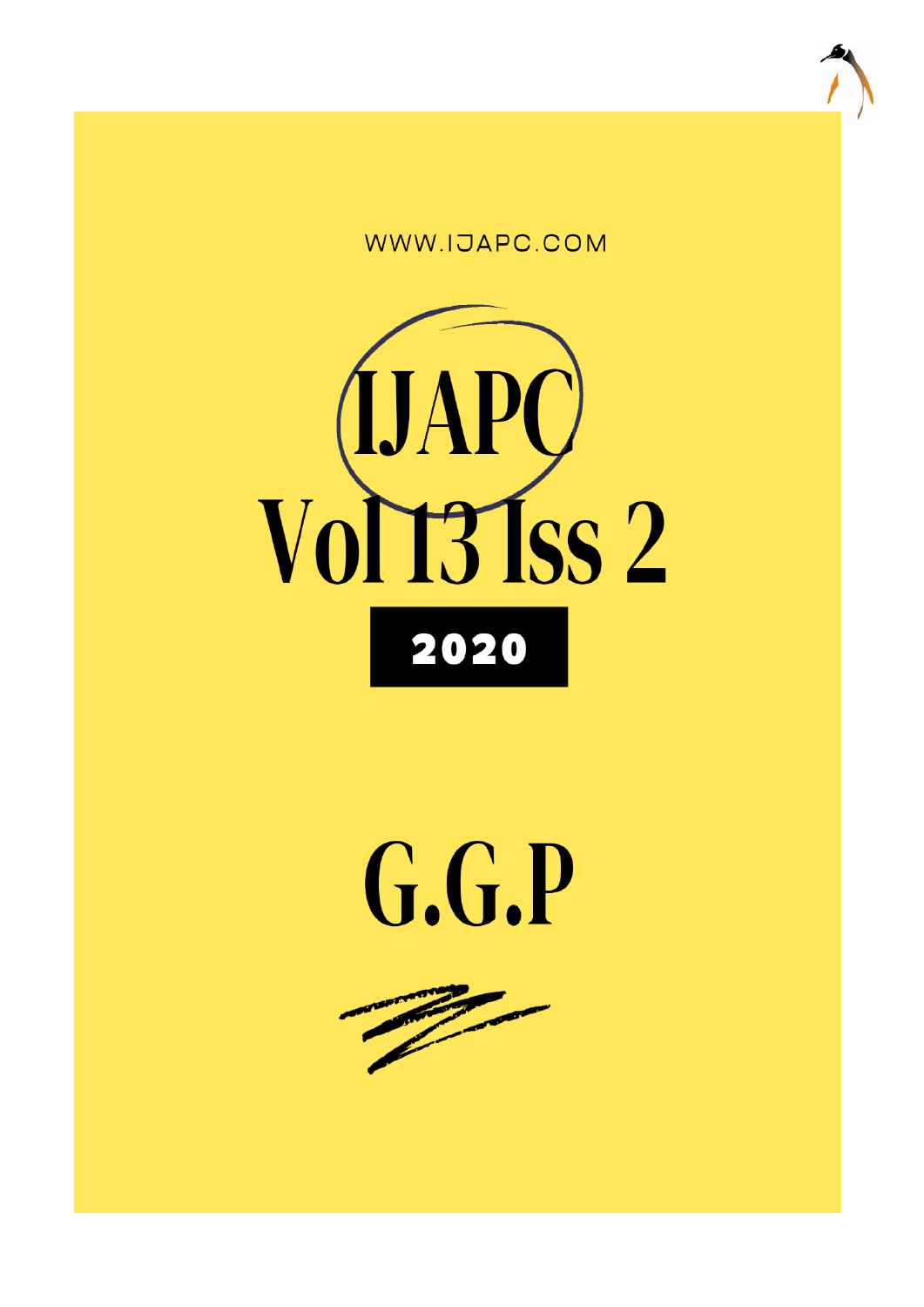WWW.IJAPC.COM

# IJAPC

# Vol 13 Iss 2

**2020**

# G.G.P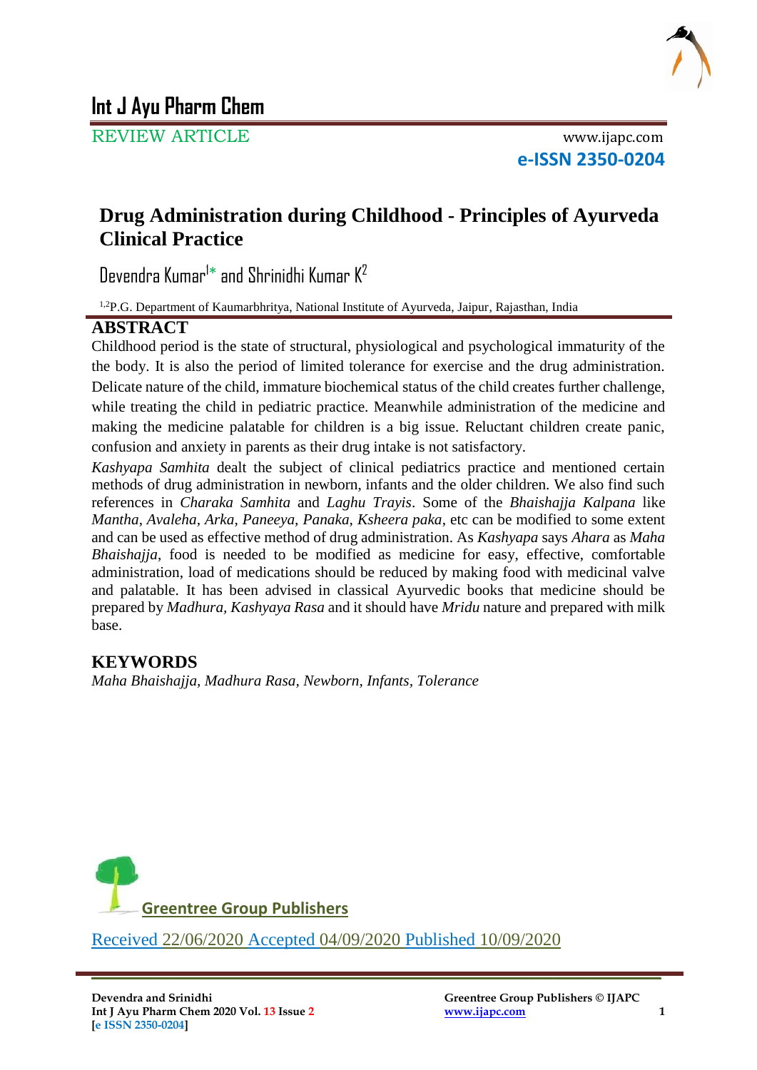# Drug Administration during Childhood - Principles of Ayurveda Clinical Practice

Devendra Kumar[1*] and Shrinidhi Kumar K[2]

[1,2]P.G. Department of Kaumarbhritya, National Institute of Ayurveda, Jaipur, Rajasthan, India

## ABSTRACT

Childhood period is the state of structural, physiological and psychological immaturity of the the body. It is also the period of limited tolerance for exercise and the drug administration. Delicate nature of the child, immature biochemical status of the child creates further challenge, while treating the child in pediatric practice. Meanwhile administration of the medicine and making the medicine palatable for children is a big issue. Reluctant children create panic, confusion and anxiety in parents as their drug intake is not satisfactory.

*Kashyapa Samhita* dealt the subject of clinical pediatrics practice and mentioned certain methods of drug administration in newborn, infants and the older children. We also find such references in *Charaka Samhita* and *Laghu Trayis*. Some of the *Bhaishajja Kalpana* like *Mantha, Avaleha, Arka, Paneeya, Panaka, Ksheera paka*, etc can be modified to some extent and can be used as effective method of drug administration. As *Kashyapa* says *Ahara* as *Maha Bhaishajja*, food is needed to be modified as medicine for easy, effective, comfortable administration, load of medications should be reduced by making food with medicinal valve and palatable. It has been advised in classical Ayurvedic books that medicine should be prepared by *Madhura, Kashyaya Rasa* and it should have *Mridu* nature and prepared with milk base.

## KEYWORDS

*Maha Bhaishajja, Madhura Rasa, Newborn, Infants, Tolerance*

Greentree Group Publishers

Received 22/06/2020 Accepted 04/09/2020 Published 10/09/2020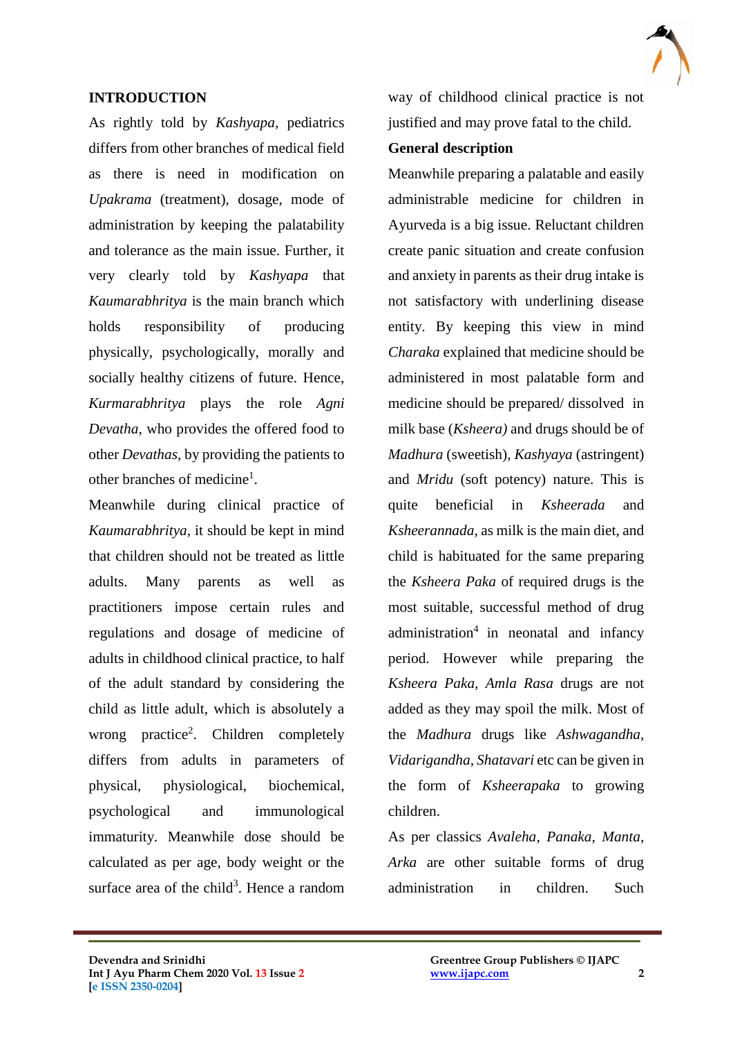## INTRODUCTION

As rightly told by *Kashyapa*, pediatrics differs from other branches of medical field as there is need in modification on *Upakrama* (treatment), dosage, mode of administration by keeping the palatability and tolerance as the main issue. Further, it very clearly told by *Kashyapa* that *Kaumarabhritya* is the main branch which holds responsibility of producing physically, psychologically, morally and socially healthy citizens of future. Hence, *Kurmarabhritya* plays the role *Agni Devatha*, who provides the offered food to other *Devathas*, by providing the patients to other branches of medicine[1].

Meanwhile during clinical practice of *Kaumarabhritya*, it should be kept in mind that children should not be treated as little adults. Many parents as well as practitioners impose certain rules and regulations and dosage of medicine of adults in childhood clinical practice, to half of the adult standard by considering the child as little adult, which is absolutely a wrong practice[2]. Children completely differs from adults in parameters of physical, physiological, biochemical, psychological and immunological immaturity. Meanwhile dose should be calculated as per age, body weight or the surface area of the child[3]. Hence a random way of childhood clinical practice is not justified and may prove fatal to the child.

## General description

Meanwhile preparing a palatable and easily administrable medicine for children in Ayurveda is a big issue. Reluctant children create panic situation and create confusion and anxiety in parents as their drug intake is not satisfactory with underlining disease entity. By keeping this view in mind *Charaka* explained that medicine should be administered in most palatable form and medicine should be prepared/ dissolved in milk base (*Ksheera)* and drugs should be of *Madhura* (sweetish), *Kashyaya* (astringent) and *Mridu* (soft potency) nature. This is quite beneficial in *Ksheerada* and *Ksheerannada*, as milk is the main diet, and child is habituated for the same preparing the *Ksheera Paka* of required drugs is the most suitable, successful method of drug administration[4] in neonatal and infancy period. However while preparing the *Ksheera Paka*, *Amla Rasa* drugs are not added as they may spoil the milk. Most of the *Madhura* drugs like *Ashwagandha*, *Vidarigandha*, *Shatavari* etc can be given in the form of *Ksheerapaka* to growing children.

As per classics *Avaleha*, *Panaka*, *Manta*, *Arka* are other suitable forms of drug administration in children. Such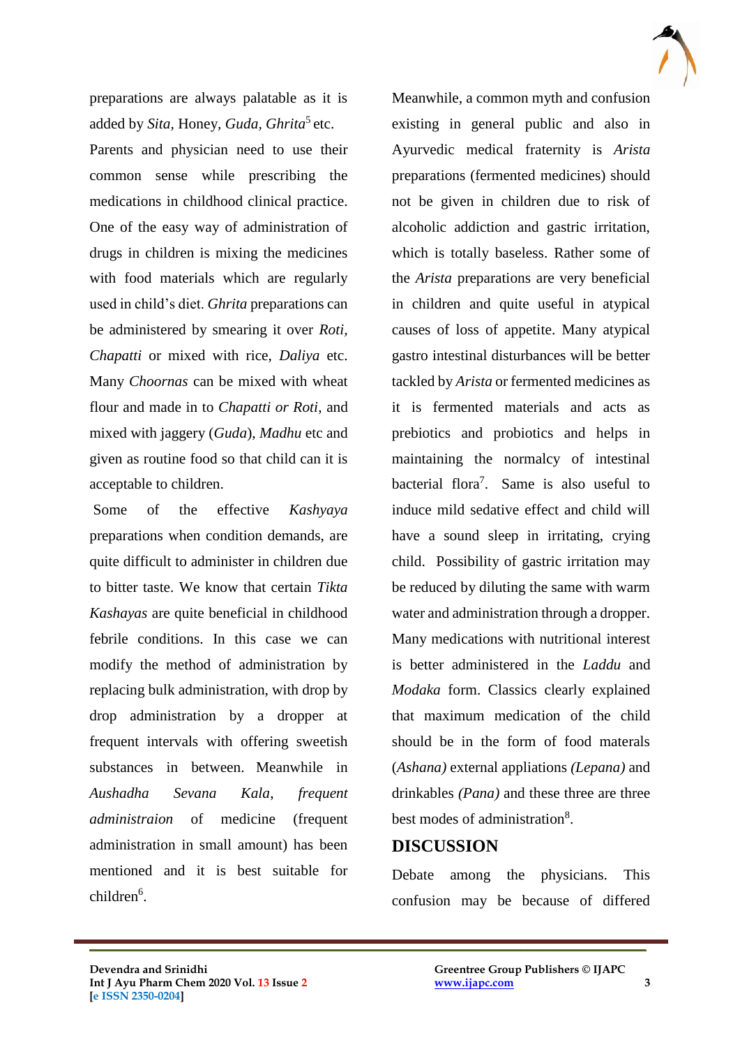preparations are always palatable as it is added by *Sita,* Honey, *Guda, Ghrita*[5] etc.

Parents and physician need to use their common sense while prescribing the medications in childhood clinical practice. One of the easy way of administration of drugs in children is mixing the medicines with food materials which are regularly used in child's diet. *Ghrita* preparations can be administered by smearing it over *Roti, Chapatti* or mixed with rice, *Daliya* etc. Many *Choornas* can be mixed with wheat flour and made in to *Chapatti or Roti*, and mixed with jaggery (*Guda*), *Madhu* etc and given as routine food so that child can it is acceptable to children.

Some of the effective *Kashyaya* preparations when condition demands, are quite difficult to administer in children due to bitter taste. We know that certain *Tikta Kashayas* are quite beneficial in childhood febrile conditions. In this case we can modify the method of administration by replacing bulk administration, with drop by drop administration by a dropper at frequent intervals with offering sweetish substances in between. Meanwhile in *Aushadha Sevana Kala, frequent administraion* of medicine (frequent administration in small amount) has been mentioned and it is best suitable for children[6].

Meanwhile, a common myth and confusion existing in general public and also in Ayurvedic medical fraternity is *Arista* preparations (fermented medicines) should not be given in children due to risk of alcoholic addiction and gastric irritation, which is totally baseless. Rather some of the *Arista* preparations are very beneficial in children and quite useful in atypical causes of loss of appetite. Many atypical gastro intestinal disturbances will be better tackled by *Arista* or fermented medicines as it is fermented materials and acts as prebiotics and probiotics and helps in maintaining the normalcy of intestinal bacterial flora[7]. Same is also useful to induce mild sedative effect and child will have a sound sleep in irritating, crying child. Possibility of gastric irritation may be reduced by diluting the same with warm water and administration through a dropper. Many medications with nutritional interest is better administered in the *Laddu* and *Modaka* form. Classics clearly explained that maximum medication of the child should be in the form of food materals (*Ashana)* external appliations *(Lepana)* and drinkables *(Pana)* and these three are three best modes of administration[8].

## DISCUSSION

Debate among the physicians. This confusion may be because of differed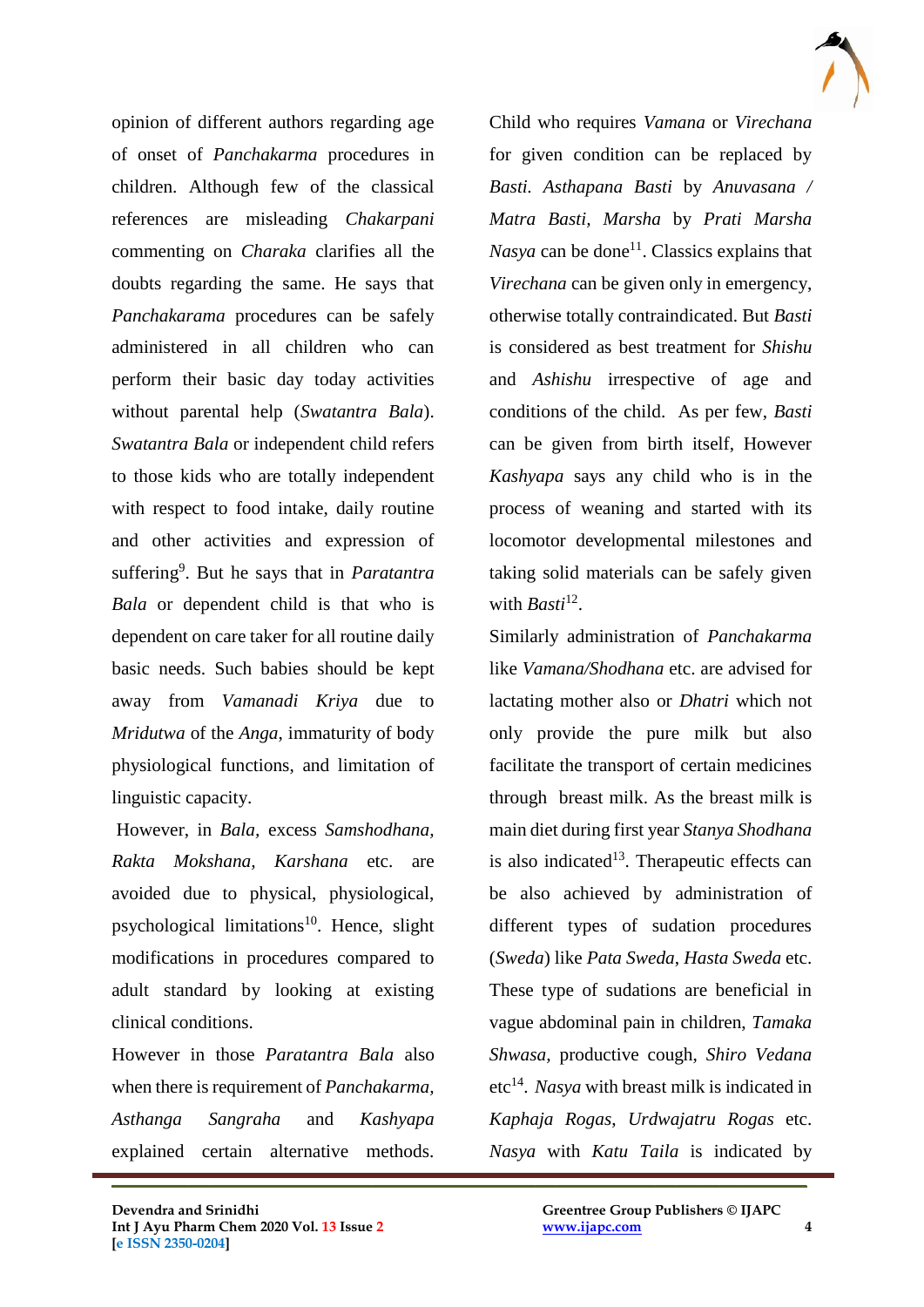opinion of different authors regarding age of onset of *Panchakarma* procedures in children. Although few of the classical references are misleading *Chakarpani* commenting on *Charaka* clarifies all the doubts regarding the same. He says that *Panchakarama* procedures can be safely administered in all children who can perform their basic day today activities without parental help (*Swatantra Bala*). *Swatantra Bala* or independent child refers to those kids who are totally independent with respect to food intake, daily routine and other activities and expression of suffering[9]. But he says that in *Paratantra Bala* or dependent child is that who is dependent on care taker for all routine daily basic needs. Such babies should be kept away from *Vamanadi Kriya* due to *Mridutwa* of the *Anga*, immaturity of body physiological functions, and limitation of linguistic capacity.

However, in *Bala*, excess *Samshodhana*, *Rakta Mokshana*, *Karshana* etc. are avoided due to physical, physiological, psychological limitations[10]. Hence, slight modifications in procedures compared to adult standard by looking at existing clinical conditions.

However in those *Paratantra Bala* also when there is requirement of *Panchakarma*, *Asthanga Sangraha* and *Kashyapa* explained certain alternative methods. Child who requires *Vamana* or *Virechana* for given condition can be replaced by *Basti*. *Asthapana Basti* by *Anuvasana / Matra Basti*, *Marsha* by *Prati Marsha Nasya* can be done[11]. Classics explains that *Virechana* can be given only in emergency, otherwise totally contraindicated. But *Basti* is considered as best treatment for *Shishu* and *Ashishu* irrespective of age and conditions of the child. As per few, *Basti* can be given from birth itself, However *Kashyapa* says any child who is in the process of weaning and started with its locomotor developmental milestones and taking solid materials can be safely given with *Basti*[12].

Similarly administration of *Panchakarma* like *Vamana/Shodhana* etc. are advised for lactating mother also or *Dhatri* which not only provide the pure milk but also facilitate the transport of certain medicines through breast milk. As the breast milk is main diet during first year *Stanya Shodhana* is also indicated[13]. Therapeutic effects can be also achieved by administration of different types of sudation procedures (*Sweda*) like *Pata Sweda*, *Hasta Sweda* etc. These type of sudations are beneficial in vague abdominal pain in children, *Tamaka Shwasa*, productive cough, *Shiro Vedana* etc[14]. *Nasya* with breast milk is indicated in *Kaphaja Rogas*, *Urdwajatru Rogas* etc. *Nasya* with *Katu Taila* is indicated by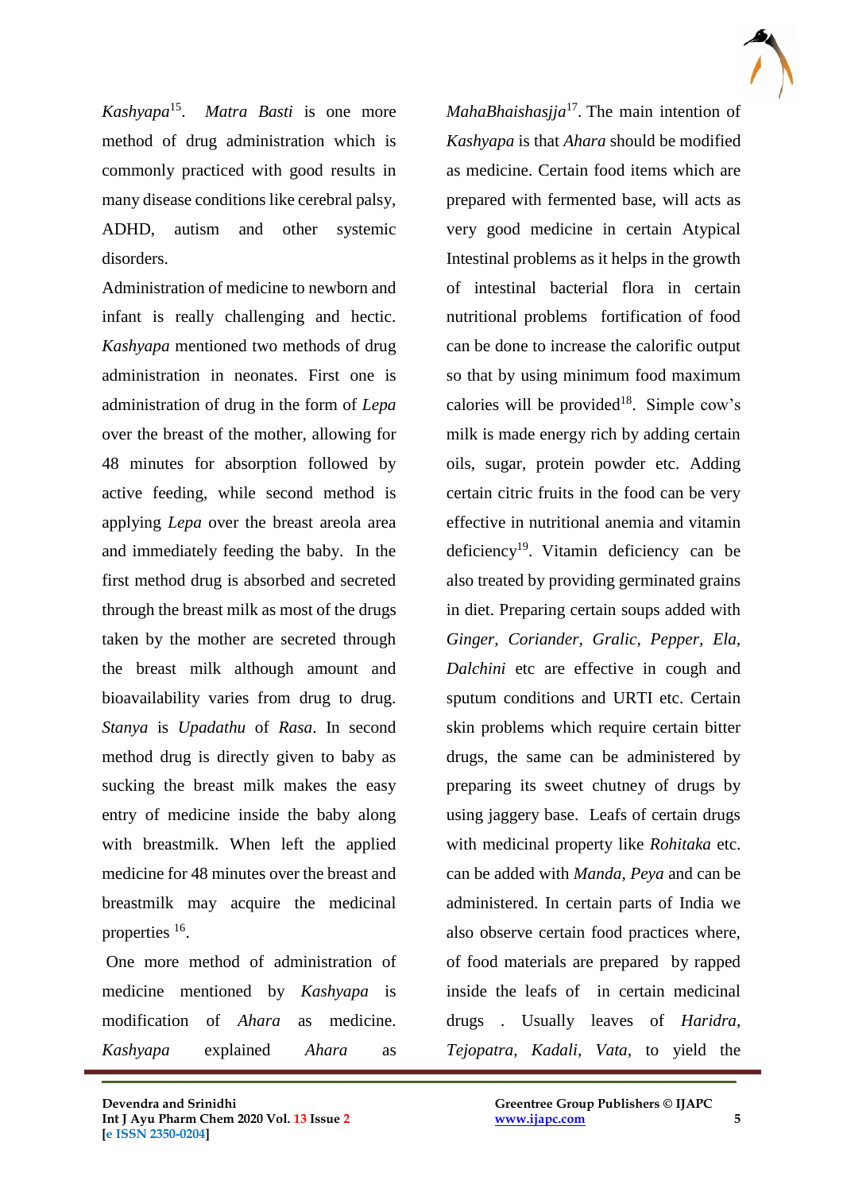*Kashyapa*[15]. *Matra Basti* is one more method of drug administration which is commonly practiced with good results in many disease conditions like cerebral palsy, ADHD, autism and other systemic disorders.

Administration of medicine to newborn and infant is really challenging and hectic. *Kashyapa* mentioned two methods of drug administration in neonates. First one is administration of drug in the form of *Lepa* over the breast of the mother, allowing for 48 minutes for absorption followed by active feeding, while second method is applying *Lepa* over the breast areola area and immediately feeding the baby. In the first method drug is absorbed and secreted through the breast milk as most of the drugs taken by the mother are secreted through the breast milk although amount and bioavailability varies from drug to drug. *Stanya* is *Upadathu* of *Rasa*. In second method drug is directly given to baby as sucking the breast milk makes the easy entry of medicine inside the baby along with breastmilk. When left the applied medicine for 48 minutes over the breast and breastmilk may acquire the medicinal properties [16].

One more method of administration of medicine mentioned by *Kashyapa* is modification of *Ahara* as medicine. *Kashyapa* explained *Ahara* as *MahaBhaishasjja*[17]. The main intention of *Kashyapa* is that *Ahara* should be modified as medicine. Certain food items which are prepared with fermented base, will acts as very good medicine in certain Atypical Intestinal problems as it helps in the growth of intestinal bacterial flora in certain nutritional problems fortification of food can be done to increase the calorific output so that by using minimum food maximum calories will be provided[18]. Simple cow's milk is made energy rich by adding certain oils, sugar, protein powder etc. Adding certain citric fruits in the food can be very effective in nutritional anemia and vitamin deficiency[19]. Vitamin deficiency can be also treated by providing germinated grains in diet. Preparing certain soups added with *Ginger, Coriander, Gralic, Pepper, Ela, Dalchini* etc are effective in cough and sputum conditions and URTI etc. Certain skin problems which require certain bitter drugs, the same can be administered by preparing its sweet chutney of drugs by using jaggery base. Leafs of certain drugs with medicinal property like *Rohitaka* etc. can be added with *Manda, Peya* and can be administered. In certain parts of India we also observe certain food practices where, of food materials are prepared by rapped inside the leafs of in certain medicinal drugs . Usually leaves of *Haridra, Tejopatra, Kadali, Vata,* to yield the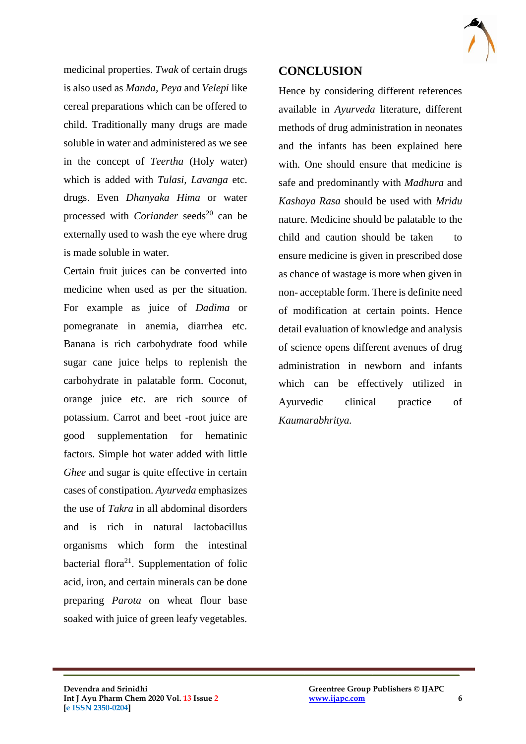medicinal properties. *Twak* of certain drugs is also used as *Manda, Peya* and *Velepi* like cereal preparations which can be offered to child. Traditionally many drugs are made soluble in water and administered as we see in the concept of *Teertha* (Holy water) which is added with *Tulasi, Lavanga* etc. drugs. Even *Dhanyaka Hima* or water processed with *Coriander* seeds[20] can be externally used to wash the eye where drug is made soluble in water.

Certain fruit juices can be converted into medicine when used as per the situation. For example as juice of *Dadima* or pomegranate in anemia, diarrhea etc. Banana is rich carbohydrate food while sugar cane juice helps to replenish the carbohydrate in palatable form. Coconut, orange juice etc. are rich source of potassium. Carrot and beet -root juice are good supplementation for hematinic factors. Simple hot water added with little *Ghee* and sugar is quite effective in certain cases of constipation. *Ayurveda* emphasizes the use of *Takra* in all abdominal disorders and is rich in natural lactobacillus organisms which form the intestinal bacterial flora[21]. Supplementation of folic acid, iron, and certain minerals can be done preparing *Parota* on wheat flour base soaked with juice of green leafy vegetables.

## CONCLUSION

Hence by considering different references available in *Ayurveda* literature, different methods of drug administration in neonates and the infants has been explained here with. One should ensure that medicine is safe and predominantly with *Madhura* and *Kashaya Rasa* should be used with *Mridu* nature. Medicine should be palatable to the child and caution should be taken to ensure medicine is given in prescribed dose as chance of wastage is more when given in non- acceptable form. There is definite need of modification at certain points. Hence detail evaluation of knowledge and analysis of science opens different avenues of drug administration in newborn and infants which can be effectively utilized in Ayurvedic clinical practice of *Kaumarabhritya.*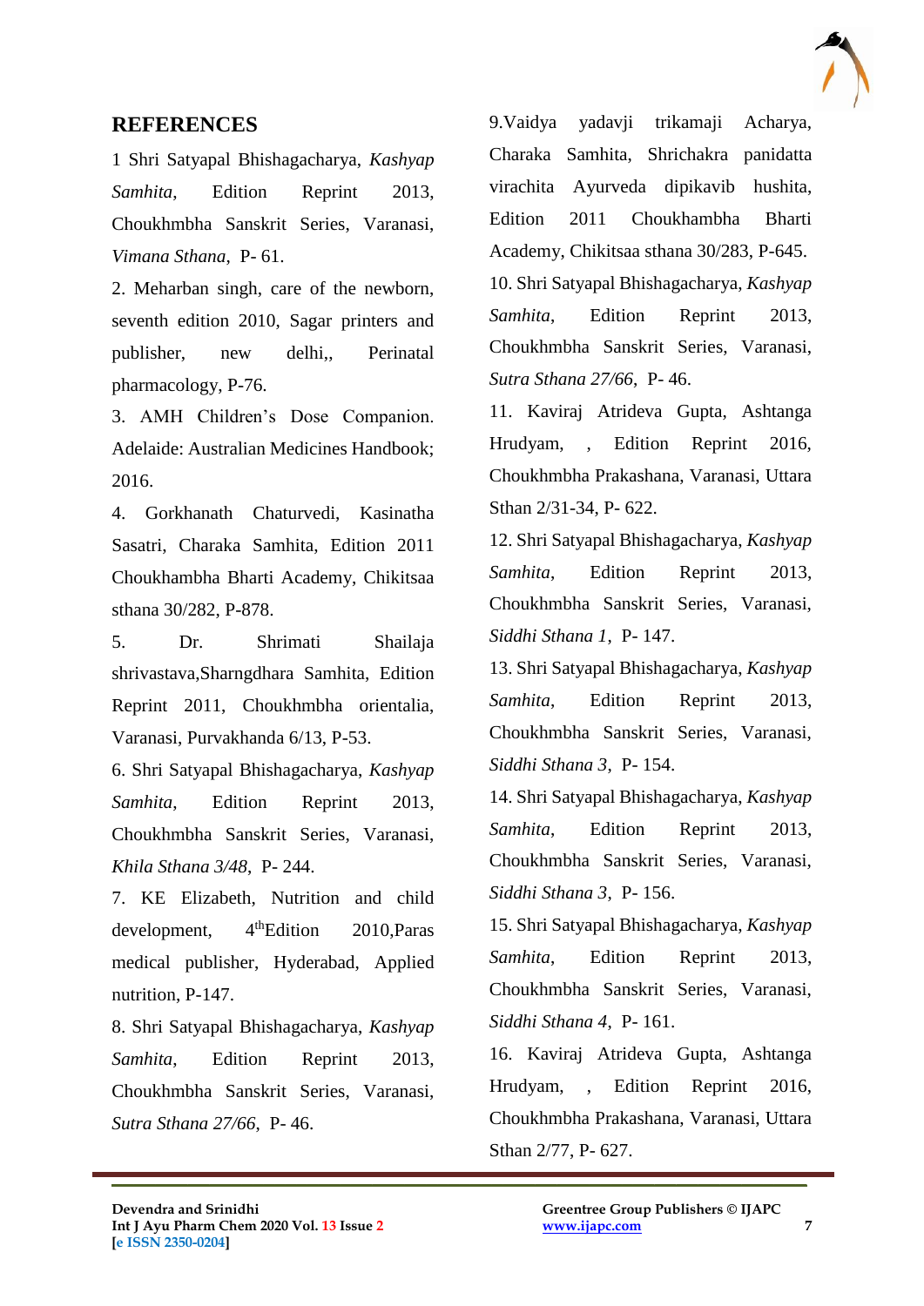## REFERENCES

1 Shri Satyapal Bhishagacharya, *Kashyap Samhita*, Edition Reprint 2013, Choukhmbha Sanskrit Series, Varanasi, *Vimana Sthana*, P- 61.

2. Meharban singh, care of the newborn, seventh edition 2010, Sagar printers and publisher, new delhi,, Perinatal pharmacology, P-76.

3. AMH Children's Dose Companion. Adelaide: Australian Medicines Handbook; 2016.

4. Gorkhanath Chaturvedi, Kasinatha Sasatri, Charaka Samhita, Edition 2011 Choukhambha Bharti Academy, Chikitsaa sthana 30/282, P-878.

5. Dr. Shrimati Shailaja shrivastava,Sharngdhara Samhita, Edition Reprint 2011, Choukhmbha orientalia, Varanasi, Purvakhanda 6/13, P-53.

6. Shri Satyapal Bhishagacharya, *Kashyap Samhita*, Edition Reprint 2013, Choukhmbha Sanskrit Series, Varanasi, *Khila Sthana 3/48*, P- 244.

7. KE Elizabeth, Nutrition and child development, 4th Edition 2010,Paras medical publisher, Hyderabad, Applied nutrition, P-147.

8. Shri Satyapal Bhishagacharya, *Kashyap Samhita*, Edition Reprint 2013, Choukhmbha Sanskrit Series, Varanasi, *Sutra Sthana 27/66*, P- 46.

9.Vaidya yadavji trikamaji Acharya, Charaka Samhita, Shrichakra panidatta virachita Ayurveda dipikavib hushita, Edition 2011 Choukhambha Bharti Academy, Chikitsaa sthana 30/283, P-645.

10. Shri Satyapal Bhishagacharya, *Kashyap Samhita*, Edition Reprint 2013, Choukhmbha Sanskrit Series, Varanasi, *Sutra Sthana 27/66*, P- 46.

11. Kaviraj Atrideva Gupta, Ashtanga Hrudyam, , Edition Reprint 2016, Choukhmbha Prakashana, Varanasi, Uttara Sthan 2/31-34, P- 622.

12. Shri Satyapal Bhishagacharya, *Kashyap Samhita*, Edition Reprint 2013, Choukhmbha Sanskrit Series, Varanasi, *Siddhi Sthana 1*, P- 147.

13. Shri Satyapal Bhishagacharya, *Kashyap Samhita*, Edition Reprint 2013, Choukhmbha Sanskrit Series, Varanasi, *Siddhi Sthana 3*, P- 154.

14. Shri Satyapal Bhishagacharya, *Kashyap Samhita*, Edition Reprint 2013, Choukhmbha Sanskrit Series, Varanasi, *Siddhi Sthana 3*, P- 156.

15. Shri Satyapal Bhishagacharya, *Kashyap Samhita*, Edition Reprint 2013, Choukhmbha Sanskrit Series, Varanasi, *Siddhi Sthana 4*, P- 161.

16. Kaviraj Atrideva Gupta, Ashtanga Hrudyam, , Edition Reprint 2016, Choukhmbha Prakashana, Varanasi, Uttara Sthan 2/77, P- 627.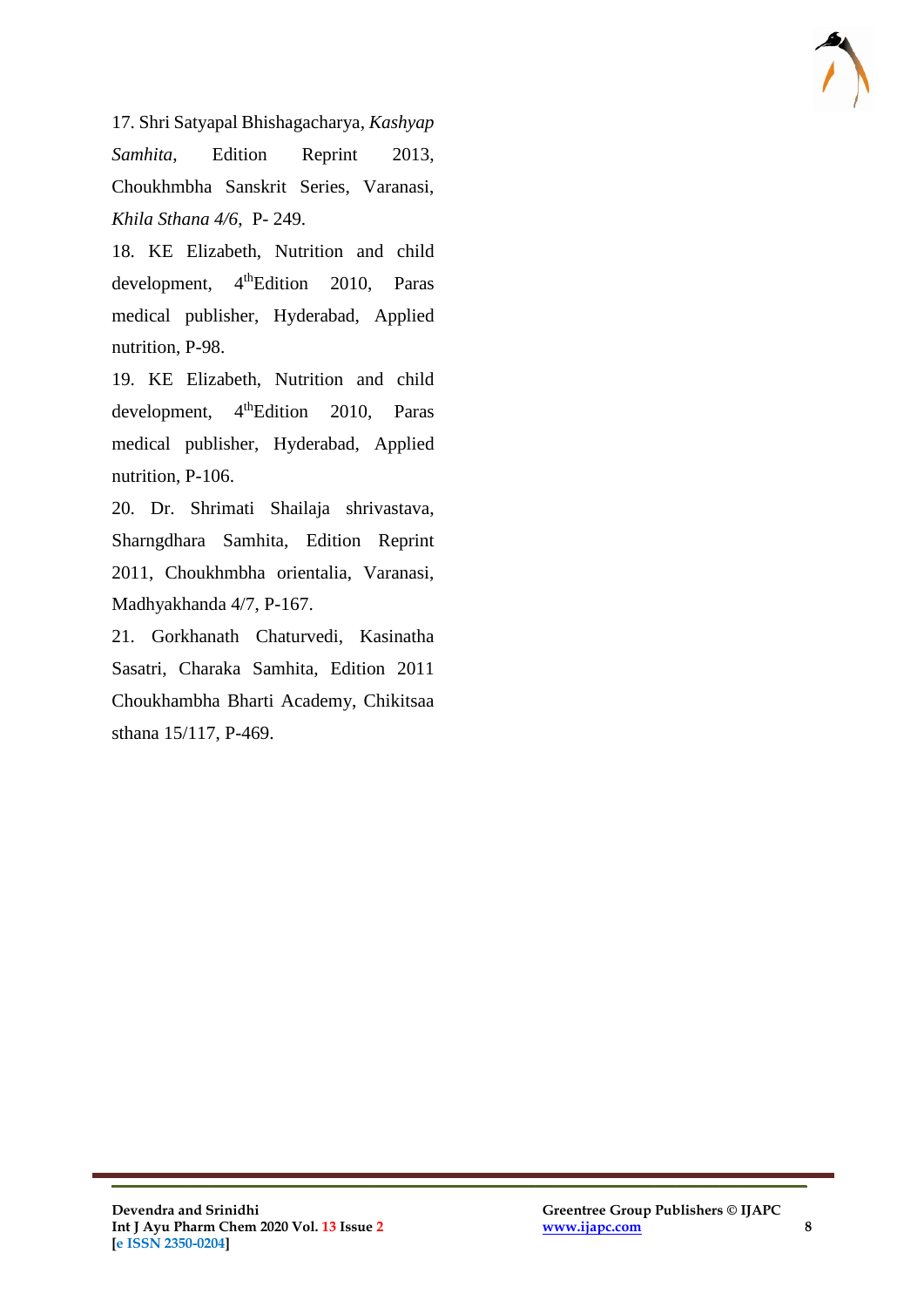17. Shri Satyapal Bhishagacharya, *Kashyap Samhita*, Edition Reprint 2013, Choukhmbha Sanskrit Series, Varanasi, *Khila Sthana 4/6*, P- 249.

18. KE Elizabeth, Nutrition and child development, 4thEdition 2010, Paras medical publisher, Hyderabad, Applied nutrition, P-98.

19. KE Elizabeth, Nutrition and child development, 4thEdition 2010, Paras medical publisher, Hyderabad, Applied nutrition, P-106.

20. Dr. Shrimati Shailaja shrivastava, Sharngdhara Samhita, Edition Reprint 2011, Choukhmbha orientalia, Varanasi, Madhyakhanda 4/7, P-167.

21. Gorkhanath Chaturvedi, Kasinatha Sasatri, Charaka Samhita, Edition 2011 Choukhambha Bharti Academy, Chikitsaa sthana 15/117, P-469.